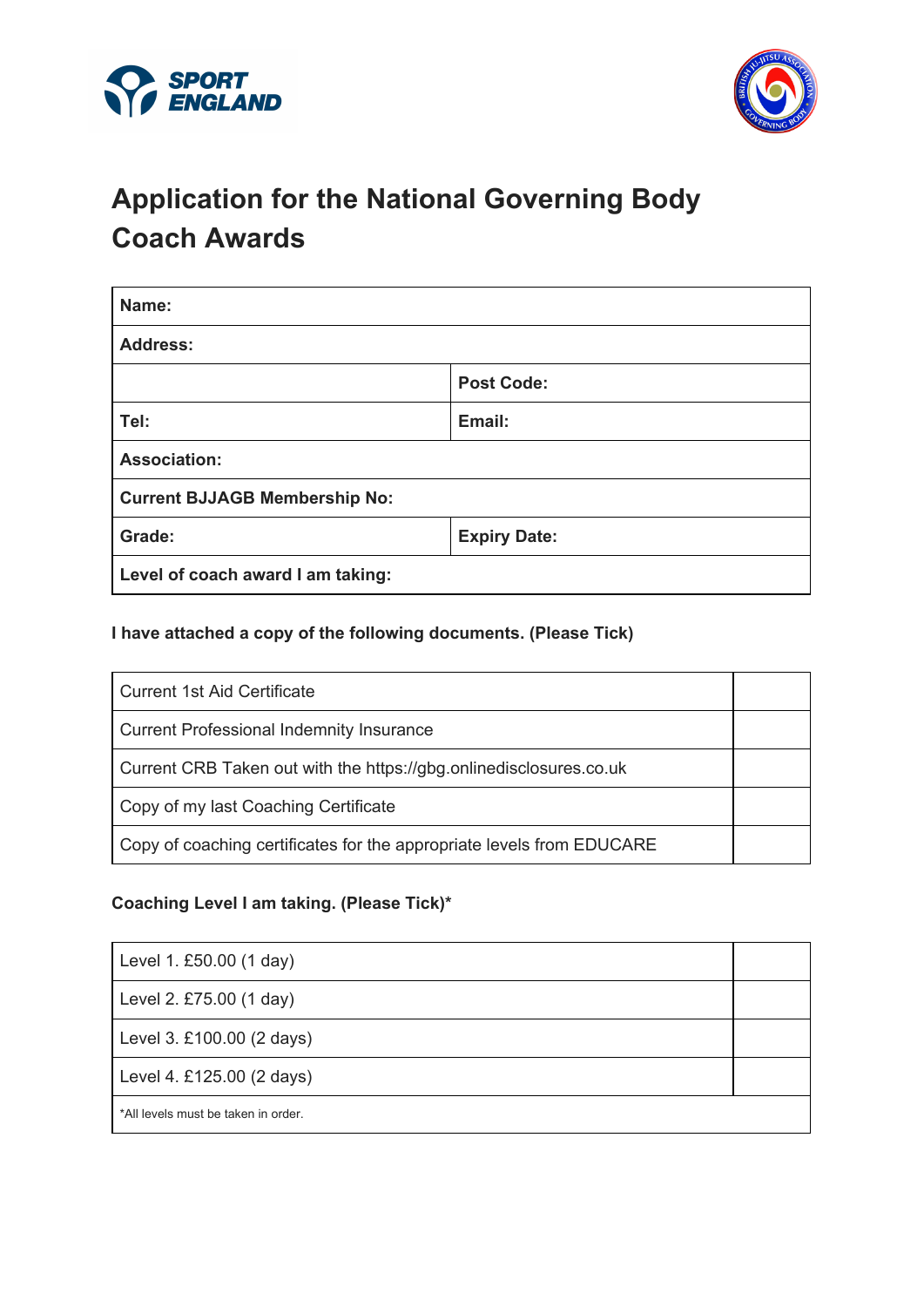# Application for the National Governing Body Coach Awards

| **Name:** | |
|---|---|
| **Address:** | |
| | **Post Code:** |
| **Tel:** | **Email:** |
| **Association:** | |
| **Current BJJAGB Membership No:** | |
| **Grade:** | **Expiry Date:** |
| **Level of coach award I am taking:** | |

**I have attached a copy of the following documents. (Please Tick)**

| Document | Tick |
|---|---|
| Current 1st Aid Certificate | |
| Current Professional Indemnity Insurance | |
| Current CRB Taken out with the https://gbg.onlinedisclosures.co.uk | |
| Copy of my last Coaching Certificate | |
| Copy of coaching certificates for the appropriate levels from EDUCARE | |

**Coaching Level I am taking. (Please Tick)***

| Level | Tick |
|---|---|
| Level 1. £50.00 (1 day) | |
| Level 2. £75.00 (1 day) | |
| Level 3. £100.00 (2 days) | |
| Level 4. £125.00 (2 days) | |
| *All levels must be taken in order. | |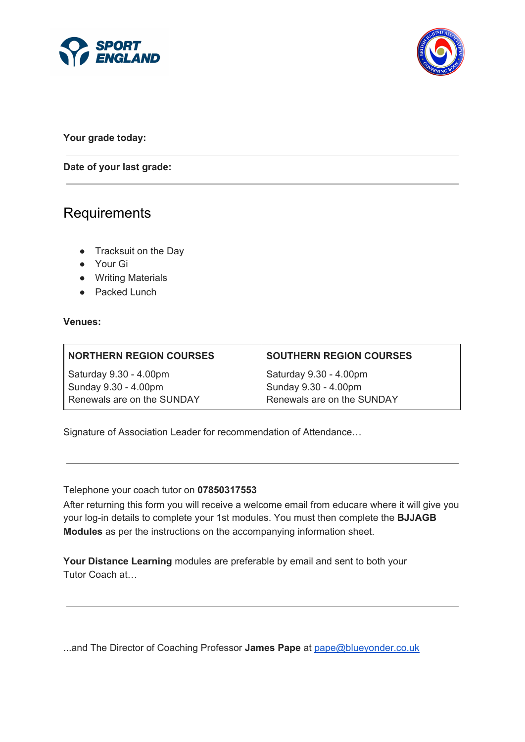**Your grade today:**

---

**Date of your last grade:**

---

## Requirements

- Tracksuit on the Day
- Your Gi
- Writing Materials
- Packed Lunch

**Venues:**

| **NORTHERN REGION COURSES** | **SOUTHERN REGION COURSES** |
|---|---|
| Saturday 9.30 - 4.00pm<br>Sunday 9.30 - 4.00pm<br>Renewals are on the SUNDAY | Saturday 9.30 - 4.00pm<br>Sunday 9.30 - 4.00pm<br>Renewals are on the SUNDAY |

Signature of Association Leader for recommendation of Attendance…

---

Telephone your coach tutor on **07850317553**

After returning this form you will receive a welcome email from educare where it will give you your log-in details to complete your 1st modules. You must then complete the **BJJAGB Modules** as per the instructions on the accompanying information sheet.

**Your Distance Learning** modules are preferable by email and sent to both your Tutor Coach at…

---

...and The Director of Coaching Professor **James Pape** at pape@blueyonder.co.uk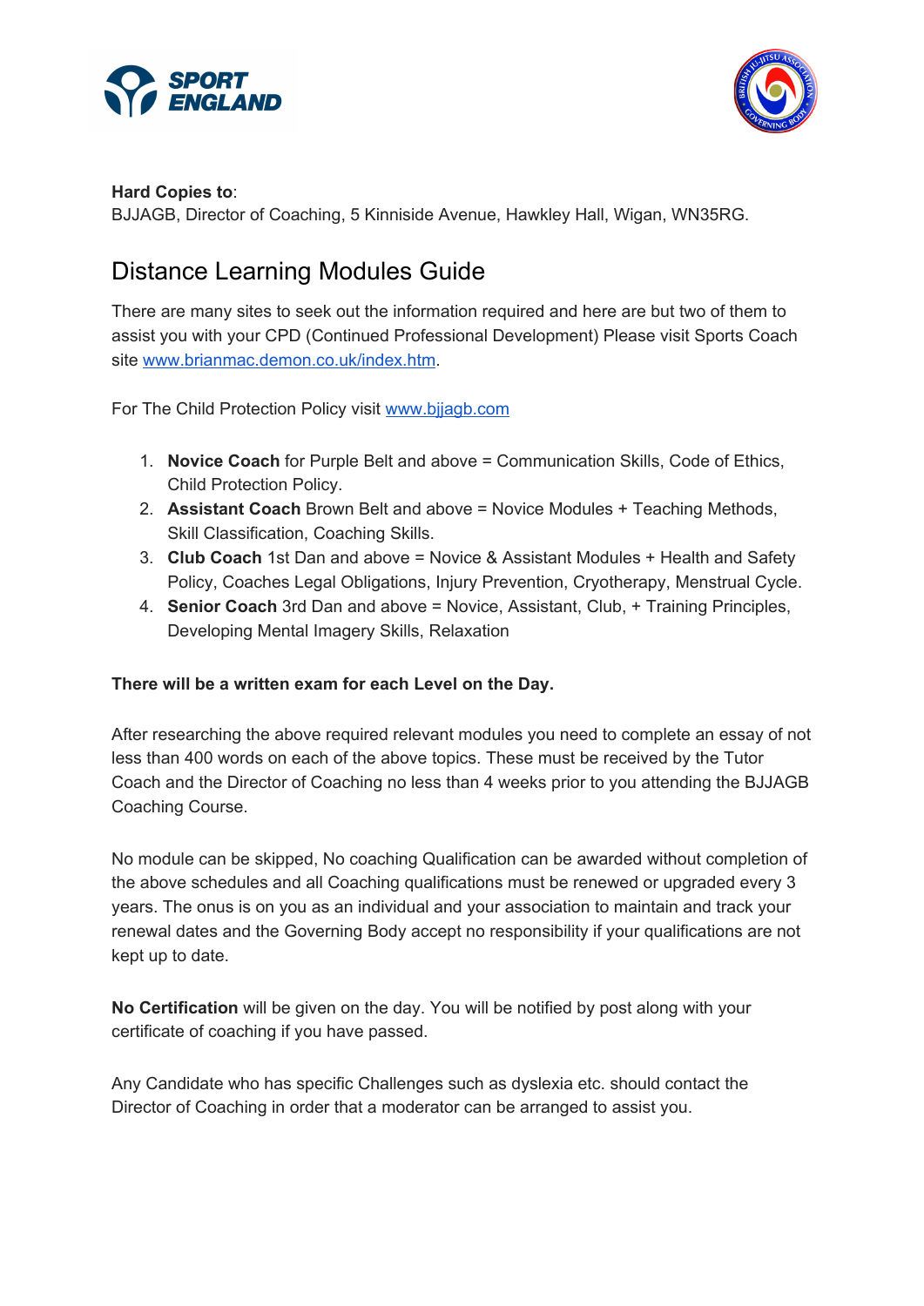**Hard Copies to**:
BJJAGB, Director of Coaching, 5 Kinniside Avenue, Hawkley Hall, Wigan, WN35RG.

# Distance Learning Modules Guide

There are many sites to seek out the information required and here are but two of them to assist you with your CPD (Continued Professional Development) Please visit Sports Coach site [www.brianmac.demon.co.uk/index.htm](http://www.brianmac.demon.co.uk/index.htm).

For The Child Protection Policy visit [www.bjjagb.com](http://www.bjjagb.com)

1. **Novice Coach** for Purple Belt and above = Communication Skills, Code of Ethics, Child Protection Policy.
2. **Assistant Coach** Brown Belt and above = Novice Modules + Teaching Methods, Skill Classification, Coaching Skills.
3. **Club Coach** 1st Dan and above = Novice & Assistant Modules + Health and Safety Policy, Coaches Legal Obligations, Injury Prevention, Cryotherapy, Menstrual Cycle.
4. **Senior Coach** 3rd Dan and above = Novice, Assistant, Club, + Training Principles, Developing Mental Imagery Skills, Relaxation

**There will be a written exam for each Level on the Day.**

After researching the above required relevant modules you need to complete an essay of not less than 400 words on each of the above topics. These must be received by the Tutor Coach and the Director of Coaching no less than 4 weeks prior to you attending the BJJAGB Coaching Course.

No module can be skipped, No coaching Qualification can be awarded without completion of the above schedules and all Coaching qualifications must be renewed or upgraded every 3 years. The onus is on you as an individual and your association to maintain and track your renewal dates and the Governing Body accept no responsibility if your qualifications are not kept up to date.

**No Certification** will be given on the day. You will be notified by post along with your certificate of coaching if you have passed.

Any Candidate who has specific Challenges such as dyslexia etc. should contact the Director of Coaching in order that a moderator can be arranged to assist you.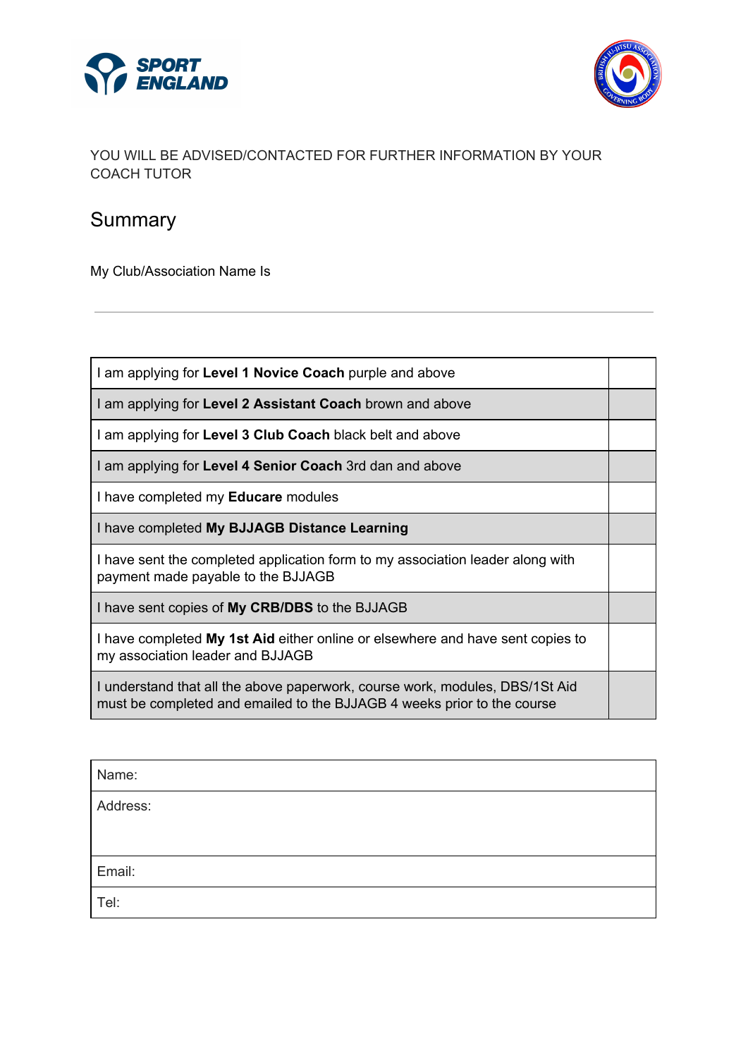YOU WILL BE ADVISED/CONTACTED FOR FURTHER INFORMATION BY YOUR COACH TUTOR

## Summary

My Club/Association Name Is

---

| | |
|---|---|
| I am applying for **Level 1 Novice Coach** purple and above | |
| I am applying for **Level 2 Assistant Coach** brown and above | |
| I am applying for **Level 3 Club Coach** black belt and above | |
| I am applying for **Level 4 Senior Coach** 3rd dan and above | |
| I have completed my **Educare** modules | |
| I have completed **My BJJAGB Distance Learning** | |
| I have sent the completed application form to my association leader along with payment made payable to the BJJAGB | |
| I have sent copies of **My CRB/DBS** to the BJJAGB | |
| I have completed **My 1st Aid** either online or elsewhere and have sent copies to my association leader and BJJAGB | |
| I understand that all the above paperwork, course work, modules, DBS/1St Aid must be completed and emailed to the BJJAGB 4 weeks prior to the course | |

| |
|---|
| Name: |
| Address: |
| Email: |
| Tel: |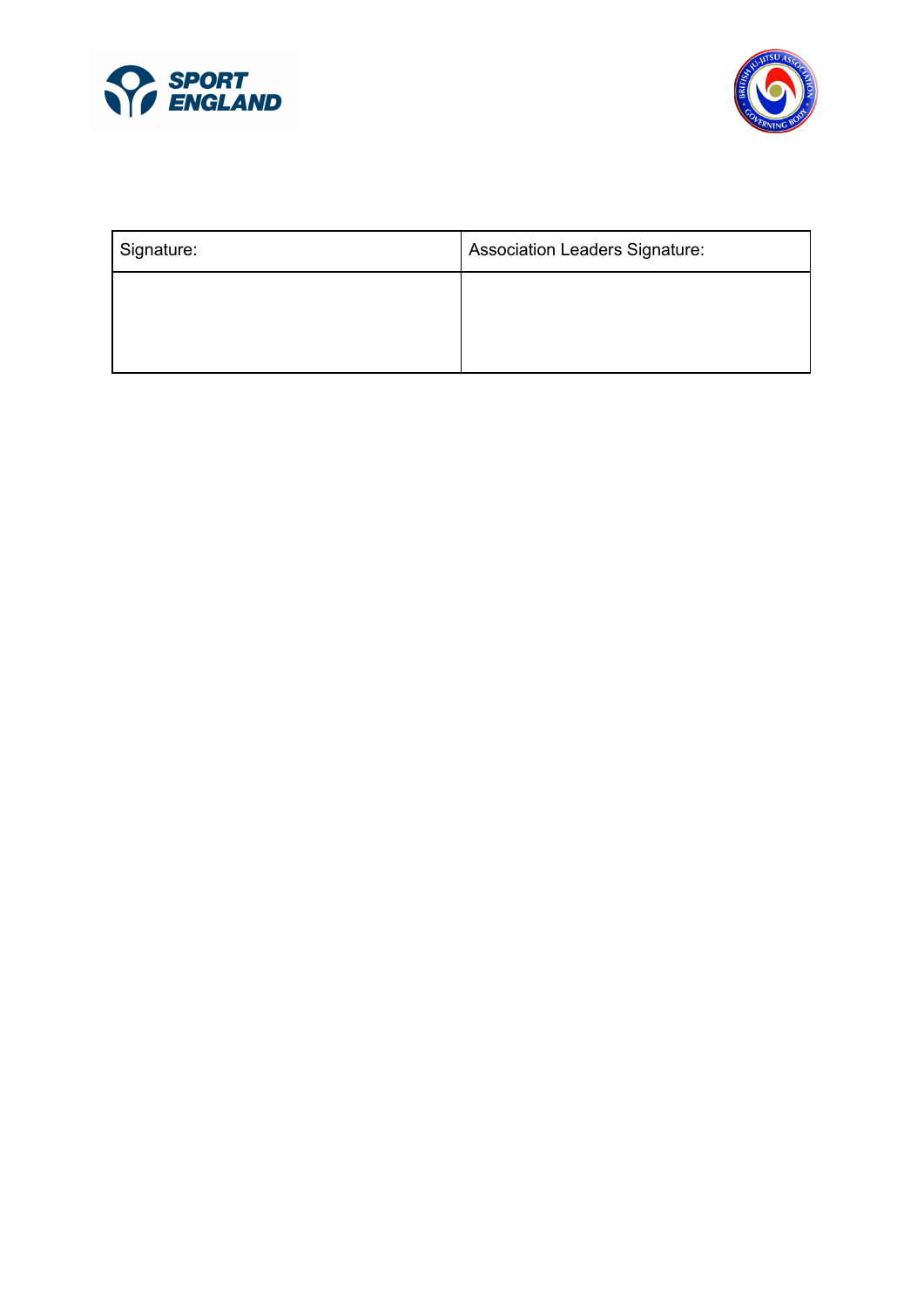| Signature: | Association Leaders Signature: |
| --- | --- |
| | |